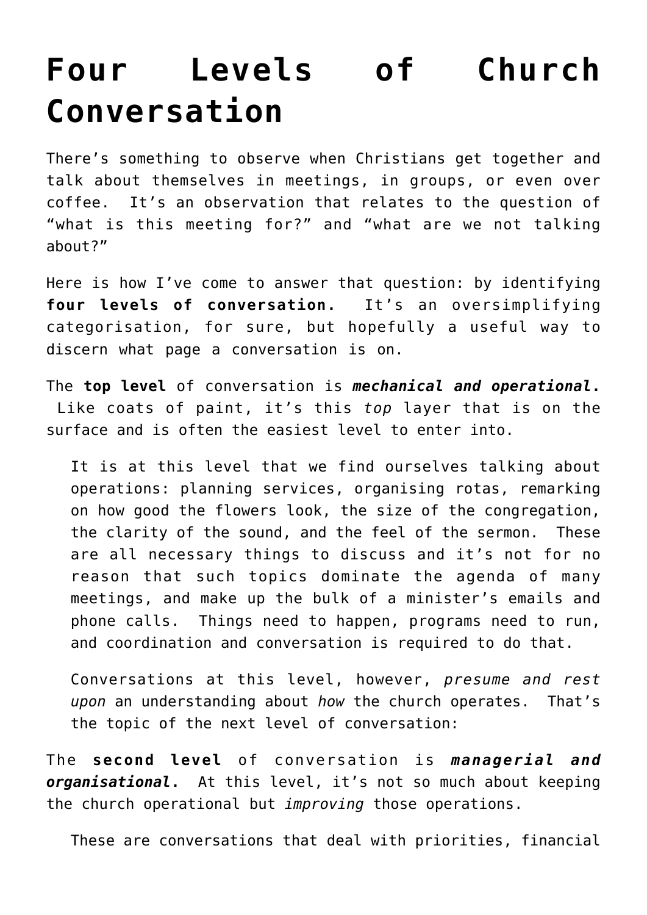# Four Levels of Church Conversation

There's something to observe when Christians get together and talk about themselves in meetings, in groups, or even over coffee. It's an observation that relates to the question of "what is this meeting for?" and "what are we not talking about?"

Here is how I've come to answer that question: by identifying **four levels of conversation.** It's an oversimplifying categorisation, for sure, but hopefully a useful way to discern what page a conversation is on.

The **top level** of conversation is ***mechanical and operational*.** Like coats of paint, it's this *top* layer that is on the surface and is often the easiest level to enter into.

> It is at this level that we find ourselves talking about operations: planning services, organising rotas, remarking on how good the flowers look, the size of the congregation, the clarity of the sound, and the feel of the sermon. These are all necessary things to discuss and it's not for no reason that such topics dominate the agenda of many meetings, and make up the bulk of a minister's emails and phone calls. Things need to happen, programs need to run, and coordination and conversation is required to do that.
>
> Conversations at this level, however, *presume and rest upon* an understanding about *how* the church operates. That's the topic of the next level of conversation:

The **second level** of conversation is ***managerial and organisational*.** At this level, it's not so much about keeping the church operational but *improving* those operations.

> These are conversations that deal with priorities, financial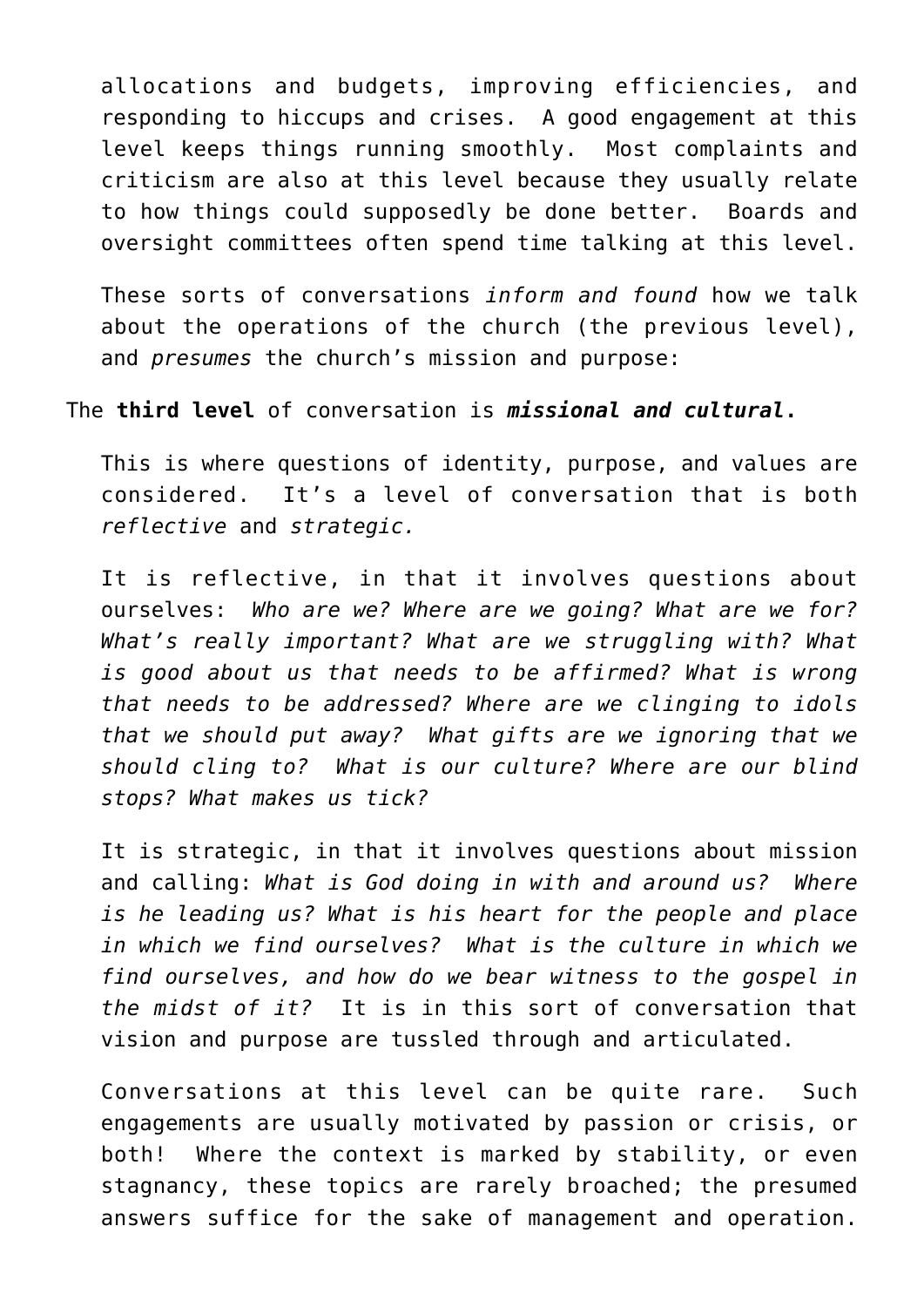allocations and budgets, improving efficiencies, and responding to hiccups and crises. A good engagement at this level keeps things running smoothly. Most complaints and criticism are also at this level because they usually relate to how things could supposedly be done better. Boards and oversight committees often spend time talking at this level.

These sorts of conversations *inform and found* how we talk about the operations of the church (the previous level), and *presumes* the church's mission and purpose:

The **third level** of conversation is ***missional and cultural*.**

This is where questions of identity, purpose, and values are considered. It's a level of conversation that is both *reflective* and *strategic.*

It is reflective, in that it involves questions about ourselves: *Who are we? Where are we going? What are we for? What's really important? What are we struggling with? What is good about us that needs to be affirmed? What is wrong that needs to be addressed? Where are we clinging to idols that we should put away? What gifts are we ignoring that we should cling to? What is our culture? Where are our blind stops? What makes us tick?*

It is strategic, in that it involves questions about mission and calling: *What is God doing in with and around us? Where is he leading us? What is his heart for the people and place in which we find ourselves? What is the culture in which we find ourselves, and how do we bear witness to the gospel in the midst of it?* It is in this sort of conversation that vision and purpose are tussled through and articulated.

Conversations at this level can be quite rare. Such engagements are usually motivated by passion or crisis, or both! Where the context is marked by stability, or even stagnancy, these topics are rarely broached; the presumed answers suffice for the sake of management and operation.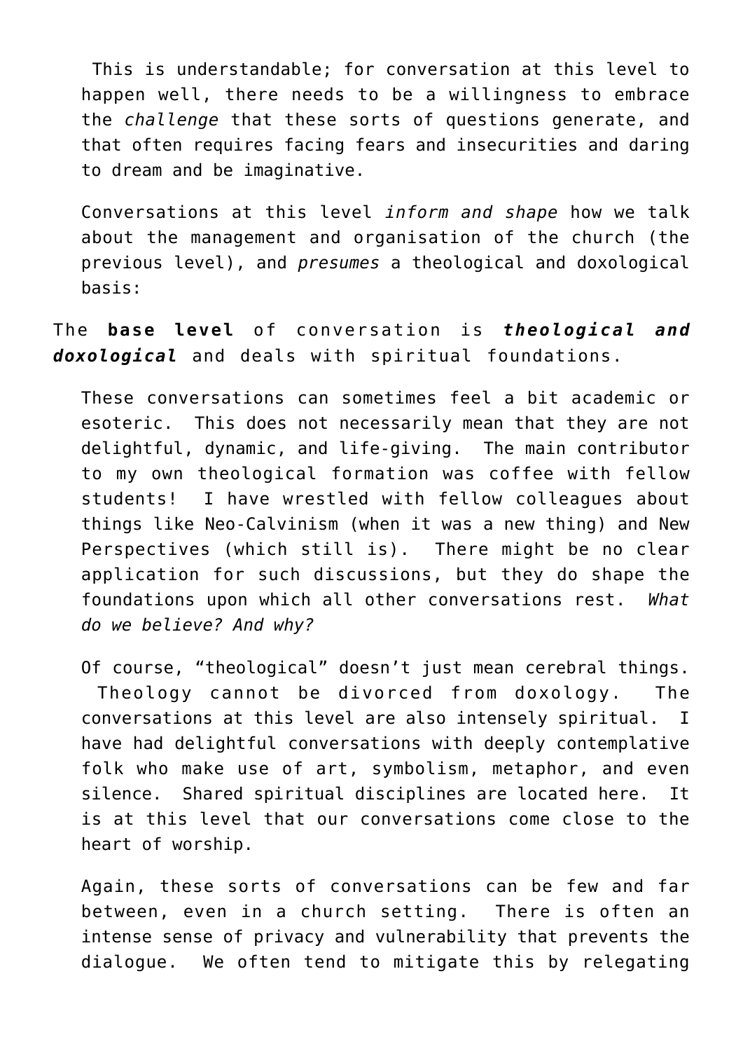This is understandable; for conversation at this level to happen well, there needs to be a willingness to embrace the *challenge* that these sorts of questions generate, and that often requires facing fears and insecurities and daring to dream and be imaginative.

Conversations at this level *inform and shape* how we talk about the management and organisation of the church (the previous level), and *presumes* a theological and doxological basis:

The **base level** of conversation is ***theological and doxological*** and deals with spiritual foundations.

These conversations can sometimes feel a bit academic or esoteric. This does not necessarily mean that they are not delightful, dynamic, and life-giving. The main contributor to my own theological formation was coffee with fellow students! I have wrestled with fellow colleagues about things like Neo-Calvinism (when it was a new thing) and New Perspectives (which still is). There might be no clear application for such discussions, but they do shape the foundations upon which all other conversations rest. *What do we believe? And why?*

Of course, "theological" doesn't just mean cerebral things. Theology cannot be divorced from doxology. The conversations at this level are also intensely spiritual. I have had delightful conversations with deeply contemplative folk who make use of art, symbolism, metaphor, and even silence. Shared spiritual disciplines are located here. It is at this level that our conversations come close to the heart of worship.

Again, these sorts of conversations can be few and far between, even in a church setting. There is often an intense sense of privacy and vulnerability that prevents the dialogue. We often tend to mitigate this by relegating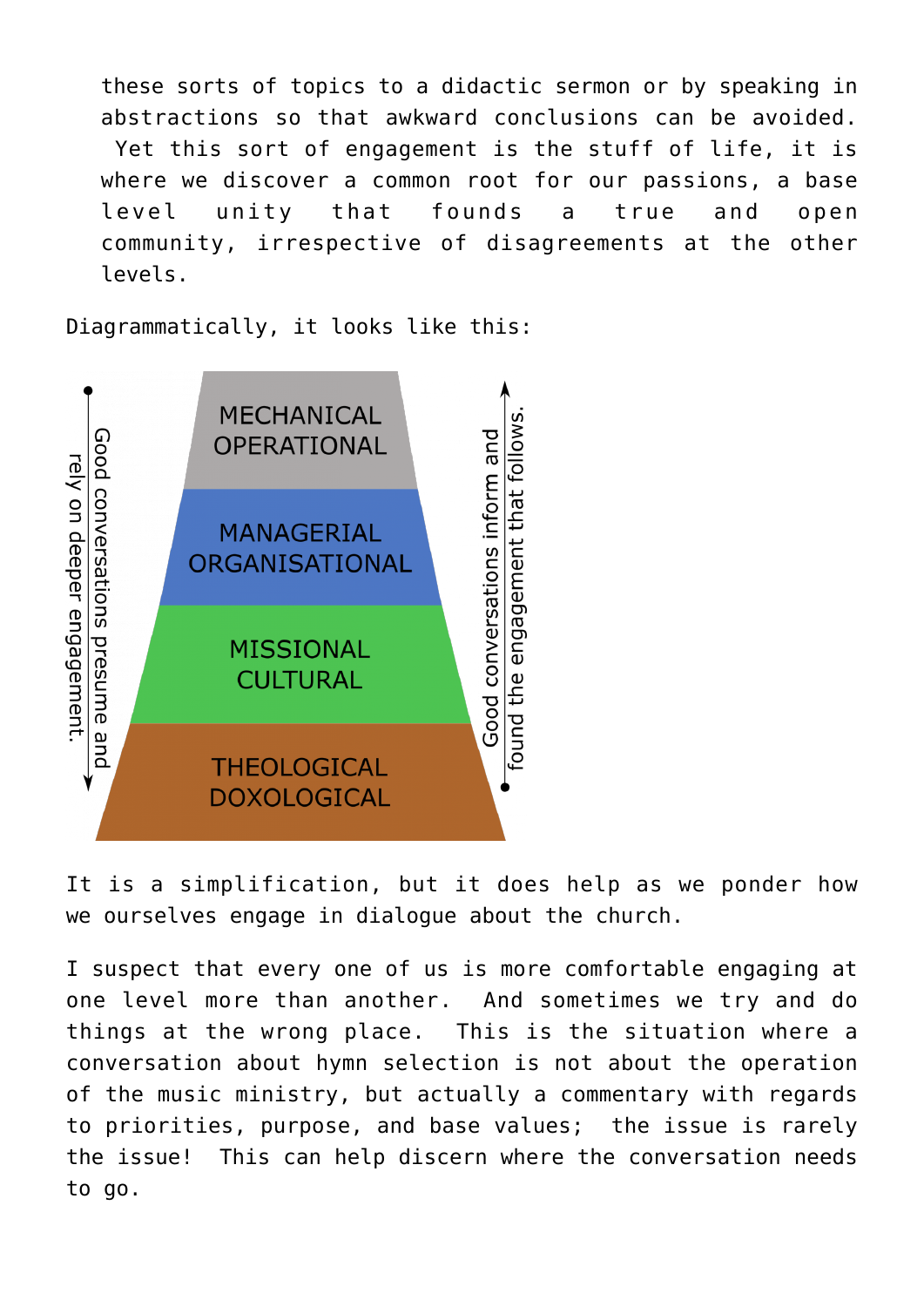these sorts of topics to a didactic sermon or by speaking in abstractions so that awkward conclusions can be avoided. Yet this sort of engagement is the stuff of life, it is where we discover a common root for our passions, a base level unity that founds a true and open community, irrespective of disagreements at the other levels.

Diagrammatically, it looks like this:

MECHANICAL OPERATIONAL

MANAGERIAL ORGANISATIONAL

MISSIONAL CULTURAL

THEOLOGICAL DOXOLOGICAL

Good conversations presume and rely on deeper engagement.

Good conversations inform and found the engagement that follows.

It is a simplification, but it does help as we ponder how we ourselves engage in dialogue about the church.

I suspect that every one of us is more comfortable engaging at one level more than another. And sometimes we try and do things at the wrong place. This is the situation where a conversation about hymn selection is not about the operation of the music ministry, but actually a commentary with regards to priorities, purpose, and base values; the issue is rarely the issue! This can help discern where the conversation needs to go.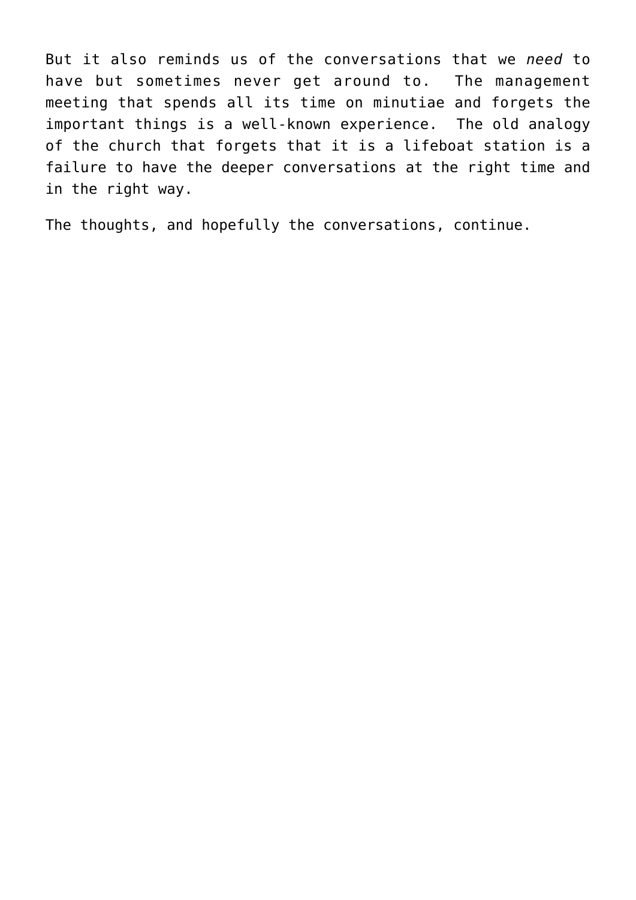But it also reminds us of the conversations that we *need* to have but sometimes never get around to. The management meeting that spends all its time on minutiae and forgets the important things is a well-known experience. The old analogy of the church that forgets that it is a lifeboat station is a failure to have the deeper conversations at the right time and in the right way.

The thoughts, and hopefully the conversations, continue.